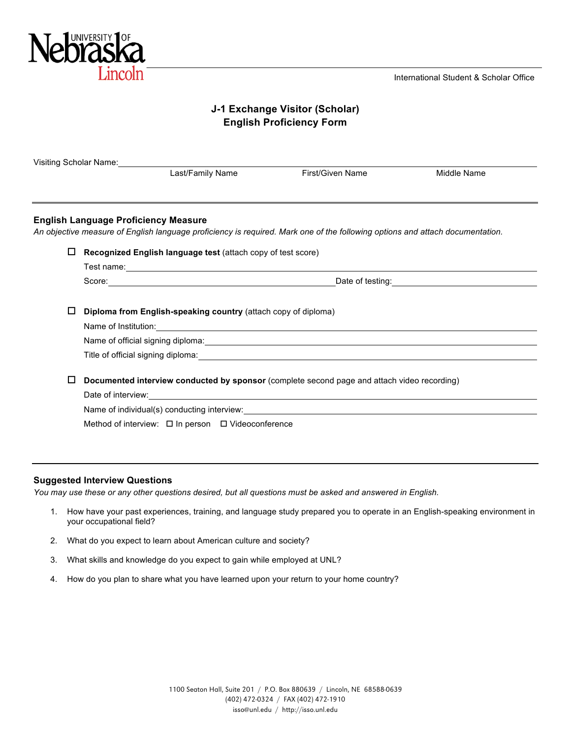University of Nebraska Lincoln

International Student & Scholar Office

# J-1 Exchange Visitor (Scholar)
# English Proficiency Form

Visiting Scholar Name: ______________________________________________

Last/Family Name    First/Given Name    Middle Name

---

## English Language Proficiency Measure

*An objective measure of English language proficiency is required. Mark one of the following options and attach documentation.*

☐ **Recognized English language test** (attach copy of test score)

Test name: ______________________________________________

Score: ______________________ Date of testing: ______________________

☐ **Diploma from English-speaking country** (attach copy of diploma)

Name of Institution: ______________________________________________

Name of official signing diploma: ______________________________________________

Title of official signing diploma: ______________________________________________

☐ **Documented interview conducted by sponsor** (complete second page and attach video recording)

Date of interview: ______________________________________________

Name of individual(s) conducting interview: ______________________________________________

Method of interview: ☐ In person ☐ Videoconference

---

## Suggested Interview Questions

*You may use these or any other questions desired, but all questions must be asked and answered in English.*

1. How have your past experiences, training, and language study prepared you to operate in an English-speaking environment in your occupational field?
2. What do you expect to learn about American culture and society?
3. What skills and knowledge do you expect to gain while employed at UNL?
4. How do you plan to share what you have learned upon your return to your home country?

1100 Seaton Hall, Suite 201 / P.O. Box 880639 / Lincoln, NE 68588-0639
(402) 472-0324 / FAX (402) 472-1910
isso@unl.edu / http://isso.unl.edu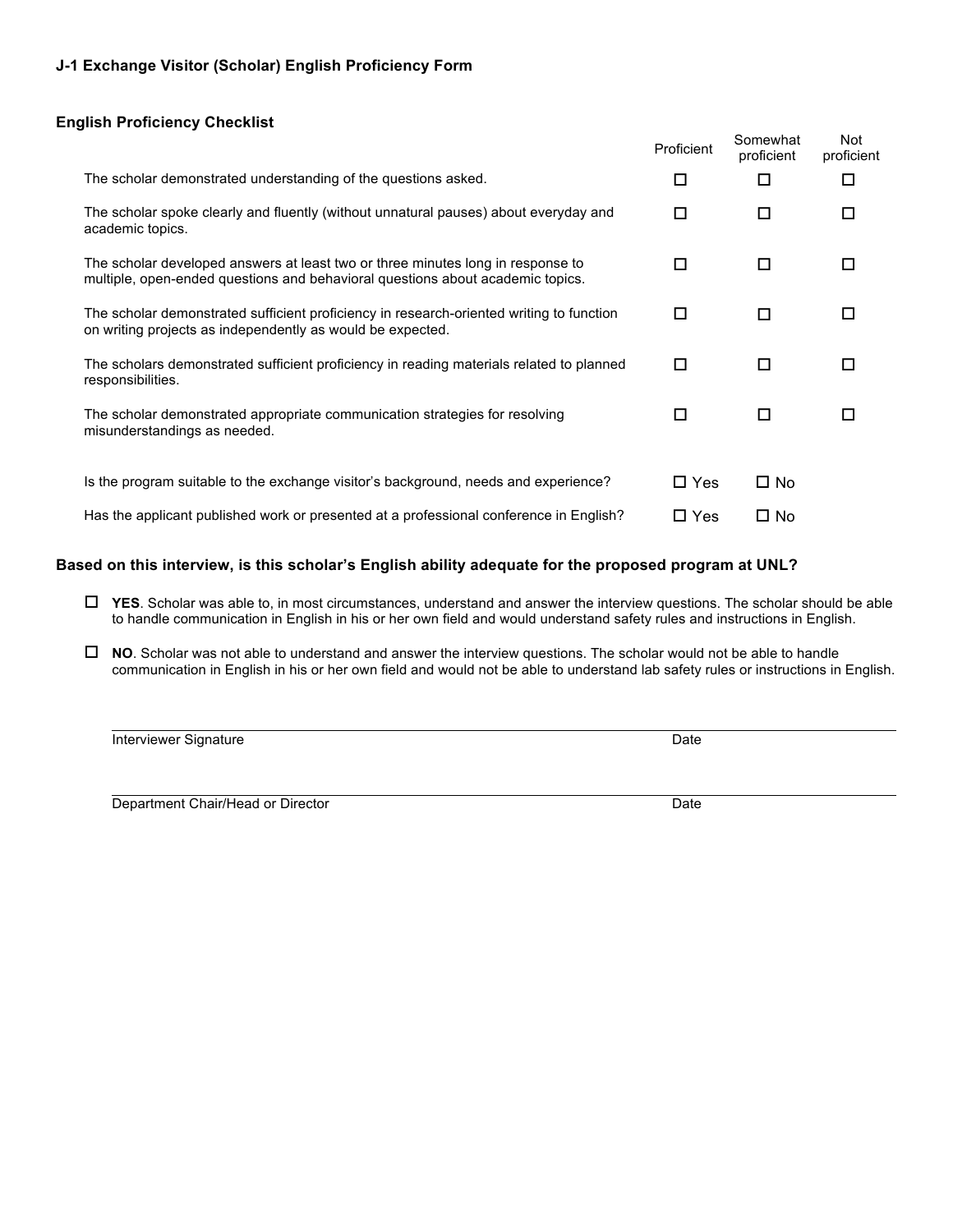**J-1 Exchange Visitor (Scholar) English Proficiency Form**

**English Proficiency Checklist**

| | Proficient | Somewhat proficient | Not proficient |
|---|---|---|---|
| The scholar demonstrated understanding of the questions asked. | ☐ | ☐ | ☐ |
| The scholar spoke clearly and fluently (without unnatural pauses) about everyday and academic topics. | ☐ | ☐ | ☐ |
| The scholar developed answers at least two or three minutes long in response to multiple, open-ended questions and behavioral questions about academic topics. | ☐ | ☐ | ☐ |
| The scholar demonstrated sufficient proficiency in research-oriented writing to function on writing projects as independently as would be expected. | ☐ | ☐ | ☐ |
| The scholars demonstrated sufficient proficiency in reading materials related to planned responsibilities. | ☐ | ☐ | ☐ |
| The scholar demonstrated appropriate communication strategies for resolving misunderstandings as needed. | ☐ | ☐ | ☐ |

| | | |
|---|---|---|
| Is the program suitable to the exchange visitor's background, needs and experience? | ☐ Yes | ☐ No |
| Has the applicant published work or presented at a professional conference in English? | ☐ Yes | ☐ No |

**Based on this interview, is this scholar's English ability adequate for the proposed program at UNL?**

☐ **YES**. Scholar was able to, in most circumstances, understand and answer the interview questions. The scholar should be able to handle communication in English in his or her own field and would understand safety rules and instructions in English.

☐ **NO**. Scholar was not able to understand and answer the interview questions. The scholar would not be able to handle communication in English in his or her own field and would not be able to understand lab safety rules or instructions in English.

______________________________________________________________________

Interviewer Signature Date

______________________________________________________________________

Department Chair/Head or Director Date